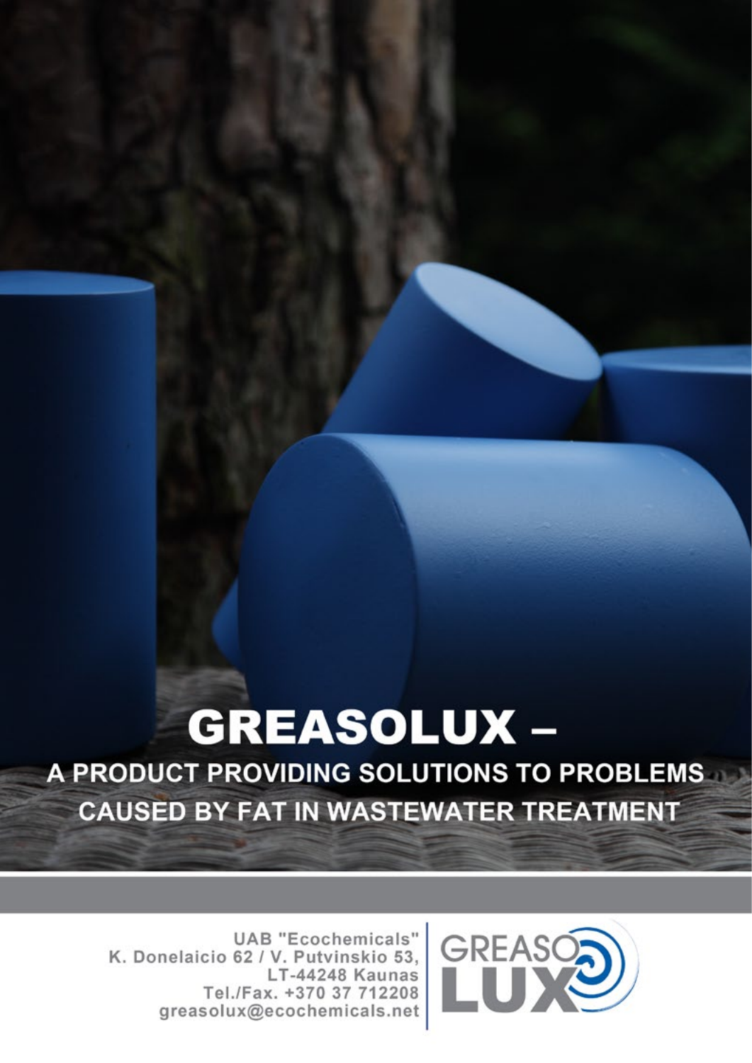# GREASOLUX –

## A PRODUCT PROVIDING SOLUTIONS TO PROBLEMS CAUSED BY FAT IN WASTEWATER TREATMENT

UAB "Ecochemicals"
K. Donelaicio 62 / V. Putvinskio 53,
LT-44248 Kaunas
Tel./Fax. +370 37 712208
greasolux@ecochemicals.net

GREASO LUX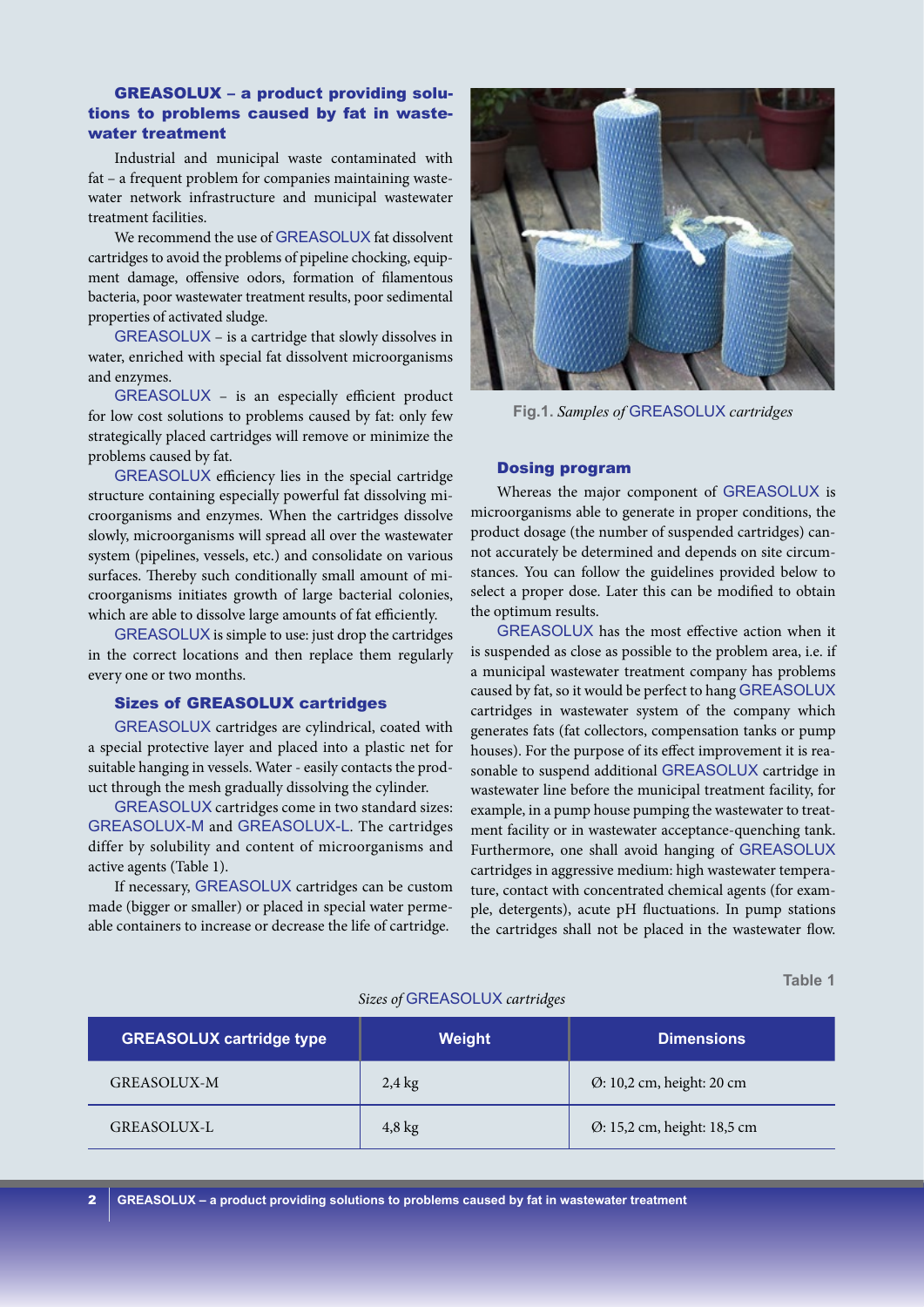## GREASOLUX – a product providing solutions to problems caused by fat in wastewater treatment

Industrial and municipal waste contaminated with fat – a frequent problem for companies maintaining wastewater network infrastructure and municipal wastewater treatment facilities.

We recommend the use of GREASOLUX fat dissolvent cartridges to avoid the problems of pipeline chocking, equipment damage, offensive odors, formation of filamentous bacteria, poor wastewater treatment results, poor sedimental properties of activated sludge.

GREASOLUX – is a cartridge that slowly dissolves in water, enriched with special fat dissolvent microorganisms and enzymes.

GREASOLUX – is an especially efficient product for low cost solutions to problems caused by fat: only few strategically placed cartridges will remove or minimize the problems caused by fat.

GREASOLUX efficiency lies in the special cartridge structure containing especially powerful fat dissolving microorganisms and enzymes. When the cartridges dissolve slowly, microorganisms will spread all over the wastewater system (pipelines, vessels, etc.) and consolidate on various surfaces. Thereby such conditionally small amount of microorganisms initiates growth of large bacterial colonies, which are able to dissolve large amounts of fat efficiently.

GREASOLUX is simple to use: just drop the cartridges in the correct locations and then replace them regularly every one or two months.

### Sizes of GREASOLUX cartridges

GREASOLUX cartridges are cylindrical, coated with a special protective layer and placed into a plastic net for suitable hanging in vessels. Water - easily contacts the product through the mesh gradually dissolving the cylinder.

GREASOLUX cartridges come in two standard sizes: GREASOLUX-M and GREASOLUX-L. The cartridges differ by solubility and content of microorganisms and active agents (Table 1).

If necessary, GREASOLUX cartridges can be custom made (bigger or smaller) or placed in special water permeable containers to increase or decrease the life of cartridge.

**Fig.1.** *Samples of GREASOLUX cartridges*

### Dosing program

Whereas the major component of GREASOLUX is microorganisms able to generate in proper conditions, the product dosage (the number of suspended cartridges) cannot accurately be determined and depends on site circumstances. You can follow the guidelines provided below to select a proper dose. Later this can be modified to obtain the optimum results.

GREASOLUX has the most effective action when it is suspended as close as possible to the problem area, i.e. if a municipal wastewater treatment company has problems caused by fat, so it would be perfect to hang GREASOLUX cartridges in wastewater system of the company which generates fats (fat collectors, compensation tanks or pump houses). For the purpose of its effect improvement it is reasonable to suspend additional GREASOLUX cartridge in wastewater line before the municipal treatment facility, for example, in a pump house pumping the wastewater to treatment facility or in wastewater acceptance-quenching tank. Furthermore, one shall avoid hanging of GREASOLUX cartridges in aggressive medium: high wastewater temperature, contact with concentrated chemical agents (for example, detergents), acute pH fluctuations. In pump stations the cartridges shall not be placed in the wastewater flow.

**Table 1**

*Sizes of GREASOLUX cartridges*

| GREASOLUX cartridge type | Weight | Dimensions |
|---|---|---|
| GREASOLUX-M | 2,4 kg | Ø: 10,2 cm, height: 20 cm |
| GREASOLUX-L | 4,8 kg | Ø: 15,2 cm, height: 18,5 cm |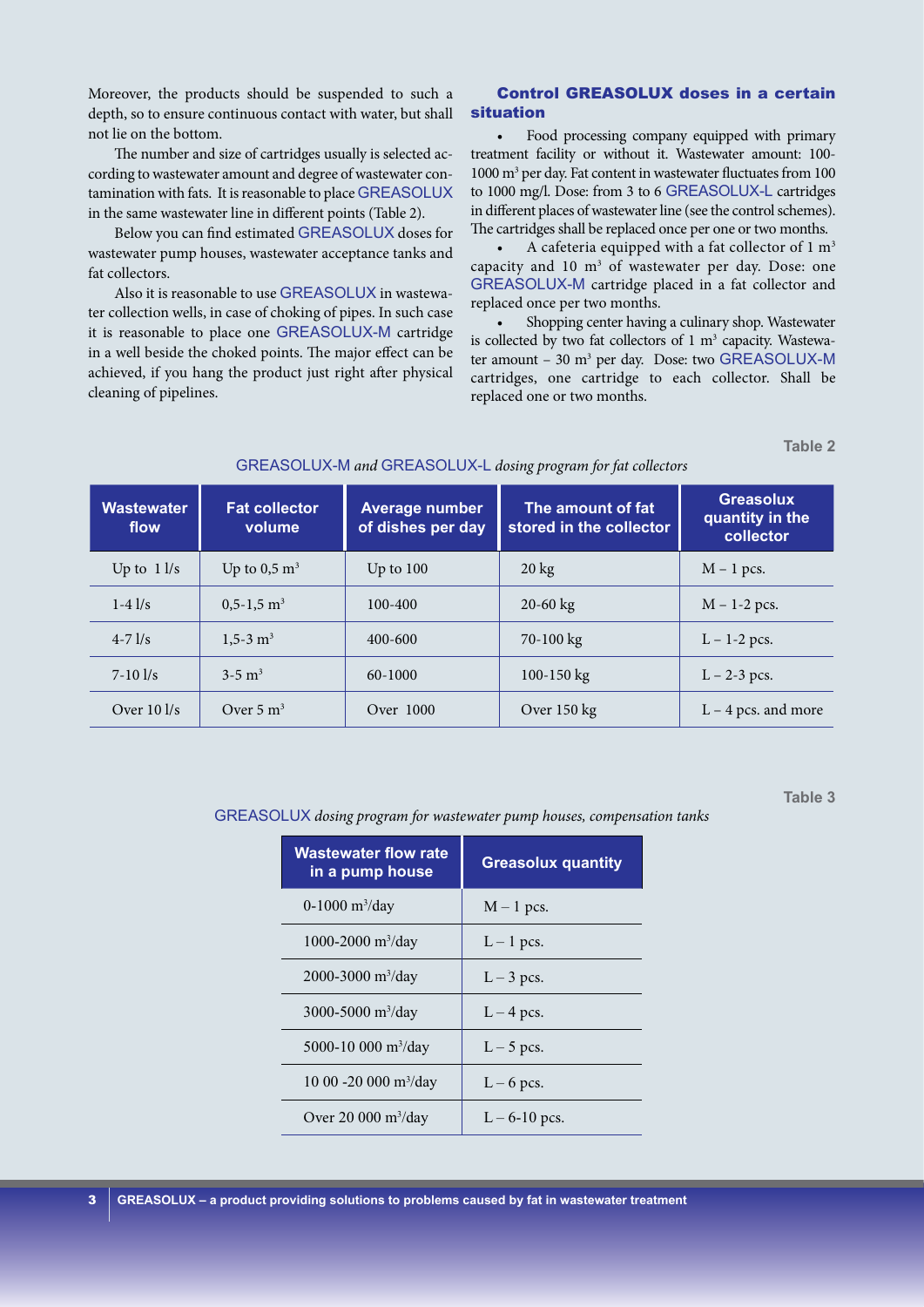Moreover, the products should be suspended to such a depth, so to ensure continuous contact with water, but shall not lie on the bottom.

The number and size of cartridges usually is selected according to wastewater amount and degree of wastewater contamination with fats. It is reasonable to place GREASOLUX in the same wastewater line in different points (Table 2).

Below you can find estimated GREASOLUX doses for wastewater pump houses, wastewater acceptance tanks and fat collectors.

Also it is reasonable to use GREASOLUX in wastewater collection wells, in case of choking of pipes. In such case it is reasonable to place one GREASOLUX-M cartridge in a well beside the choked points. The major effect can be achieved, if you hang the product just right after physical cleaning of pipelines.

### Control GREASOLUX doses in a certain situation

- Food processing company equipped with primary treatment facility or without it. Wastewater amount: 100-1000 $m^3$ per day. Fat content in wastewater fluctuates from 100 to 1000 mg/l. Dose: from 3 to 6 GREASOLUX-L cartridges in different places of wastewater line (see the control schemes). The cartridges shall be replaced once per one or two months.
- A cafeteria equipped with a fat collector of 1 $m^3$ capacity and 10 $m^3$ of wastewater per day. Dose: one GREASOLUX-M cartridge placed in a fat collector and replaced once per two months.
- Shopping center having a culinary shop. Wastewater is collected by two fat collectors of 1 $m^3$ capacity. Wastewater amount – 30 $m^3$ per day. Dose: two GREASOLUX-M cartridges, one cartridge to each collector. Shall be replaced one or two months.

**Table 2**

GREASOLUX-M *and* GREASOLUX-L *dosing program for fat collectors*

| Wastewater flow | Fat collector volume | Average number of dishes per day | The amount of fat stored in the collector | Greasolux quantity in the collector |
|---|---|---|---|---|
| Up to 1 l/s | Up to 0,5 $m^3$ | Up to 100 | 20 kg | M – 1 pcs. |
| 1-4 l/s | 0,5-1,5 $m^3$ | 100-400 | 20-60 kg | M – 1-2 pcs. |
| 4-7 l/s | 1,5-3 $m^3$ | 400-600 | 70-100 kg | L – 1-2 pcs. |
| 7-10 l/s | 3-5 $m^3$ | 60-1000 | 100-150 kg | L – 2-3 pcs. |
| Over 10 l/s | Over 5 $m^3$ | Over 1000 | Over 150 kg | L – 4 pcs. and more |

**Table 3**

GREASOLUX *dosing program for wastewater pump houses, compensation tanks*

| Wastewater flow rate in a pump house | Greasolux quantity |
|---|---|
| 0-1000 $m^3$/day | M – 1 pcs. |
| 1000-2000 $m^3$/day | L – 1 pcs. |
| 2000-3000 $m^3$/day | L – 3 pcs. |
| 3000-5000 $m^3$/day | L – 4 pcs. |
| 5000-10 000 $m^3$/day | L – 5 pcs. |
| 10 00 -20 000 $m^3$/day | L – 6 pcs. |
| Over 20 000 $m^3$/day | L – 6-10 pcs. |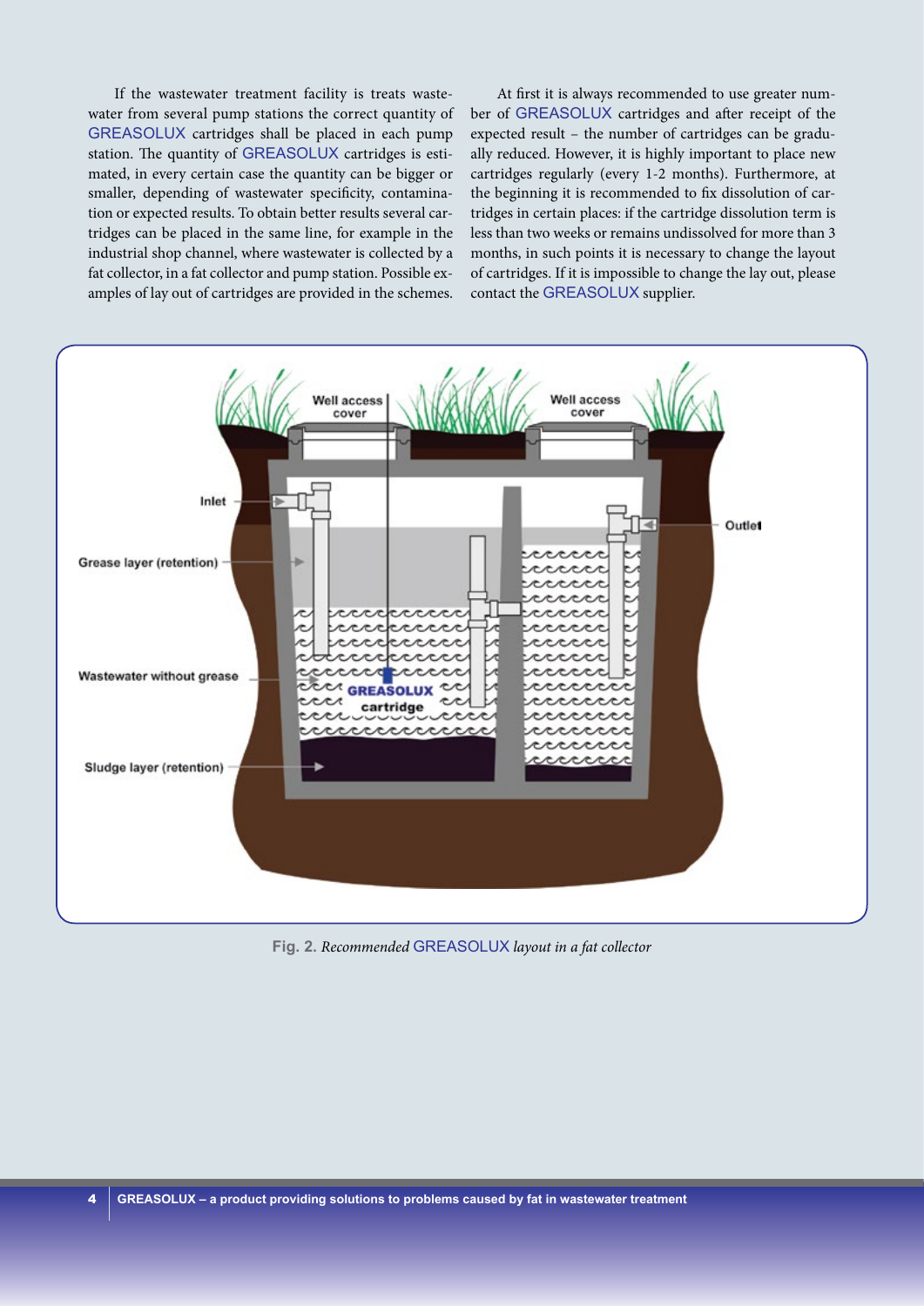If the wastewater treatment facility is treats wastewater from several pump stations the correct quantity of GREASOLUX cartridges shall be placed in each pump station. The quantity of GREASOLUX cartridges is estimated, in every certain case the quantity can be bigger or smaller, depending of wastewater specificity, contamination or expected results. To obtain better results several cartridges can be placed in the same line, for example in the industrial shop channel, where wastewater is collected by a fat collector, in a fat collector and pump station. Possible examples of lay out of cartridges are provided in the schemes.

At first it is always recommended to use greater number of GREASOLUX cartridges and after receipt of the expected result – the number of cartridges can be gradually reduced. However, it is highly important to place new cartridges regularly (every 1-2 months). Furthermore, at the beginning it is recommended to fix dissolution of cartridges in certain places: if the cartridge dissolution term is less than two weeks or remains undissolved for more than 3 months, in such points it is necessary to change the layout of cartridges. If it is impossible to change the lay out, please contact the GREASOLUX supplier.

Well access cover

Well access cover

Inlet

Outlet

Grease layer (retention)

Wastewater without grease

GREASOLUX cartridge

Sludge layer (retention)

**Fig. 2.** *Recommended GREASOLUX layout in a fat collector*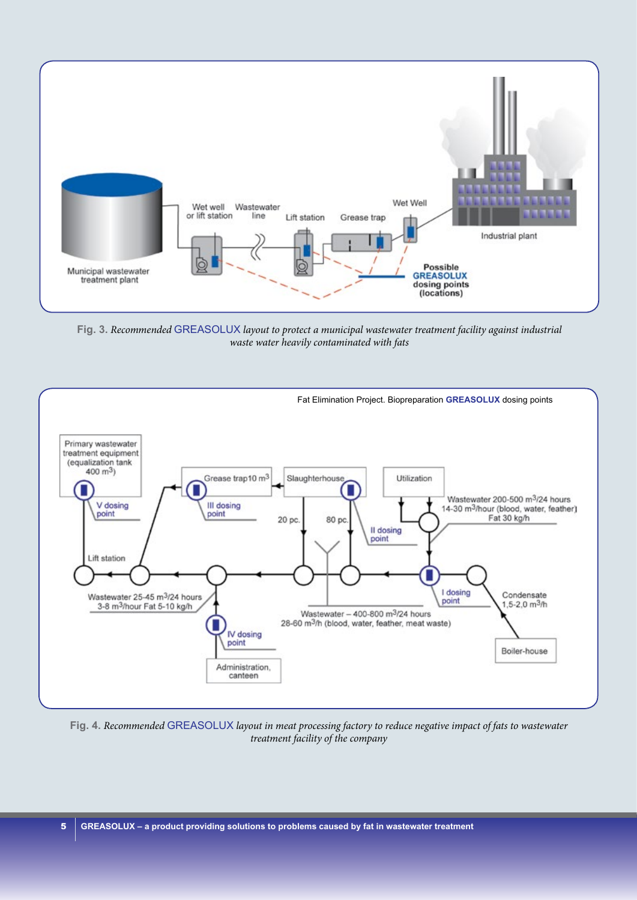Wet well or lift station

Wastewater line

Lift station

Grease trap

Wet Well

Industrial plant

Municipal wastewater treatment plant

**Possible GREASOLUX dosing points (locations)**

**Fig. 3.** *Recommended* GREASOLUX *layout to protect a municipal wastewater treatment facility against industrial waste water heavily contaminated with fats*

Fat Elimination Project. Biopreparation **GREASOLUX** dosing points

Primary wastewater treatment equipment (equalization tank 400 $m^3$)

V dosing point

Grease trap10 $m^3$

III dosing point

Slaughterhouse

Utilization

20 pc.

80 pc.

II dosing point

Wastewater 200-500 $m^3$/24 hours 14-30 $m^3$/hour (blood, water, feather) Fat 30 kg/h

Lift station

I dosing point

Condensate 1,5-2,0 $m^3$/h

Wastewater 25-45 $m^3$/24 hours 3-8 $m^3$/hour Fat 5-10 kg/h

Wastewater – 400-800 $m^3$/24 hours 28-60 $m^3$/h (blood, water, feather, meat waste)

IV dosing point

Boiler-house

Administration, canteen

**Fig. 4.** *Recommended* GREASOLUX *layout in meat processing factory to reduce negative impact of fats to wastewater treatment facility of the company*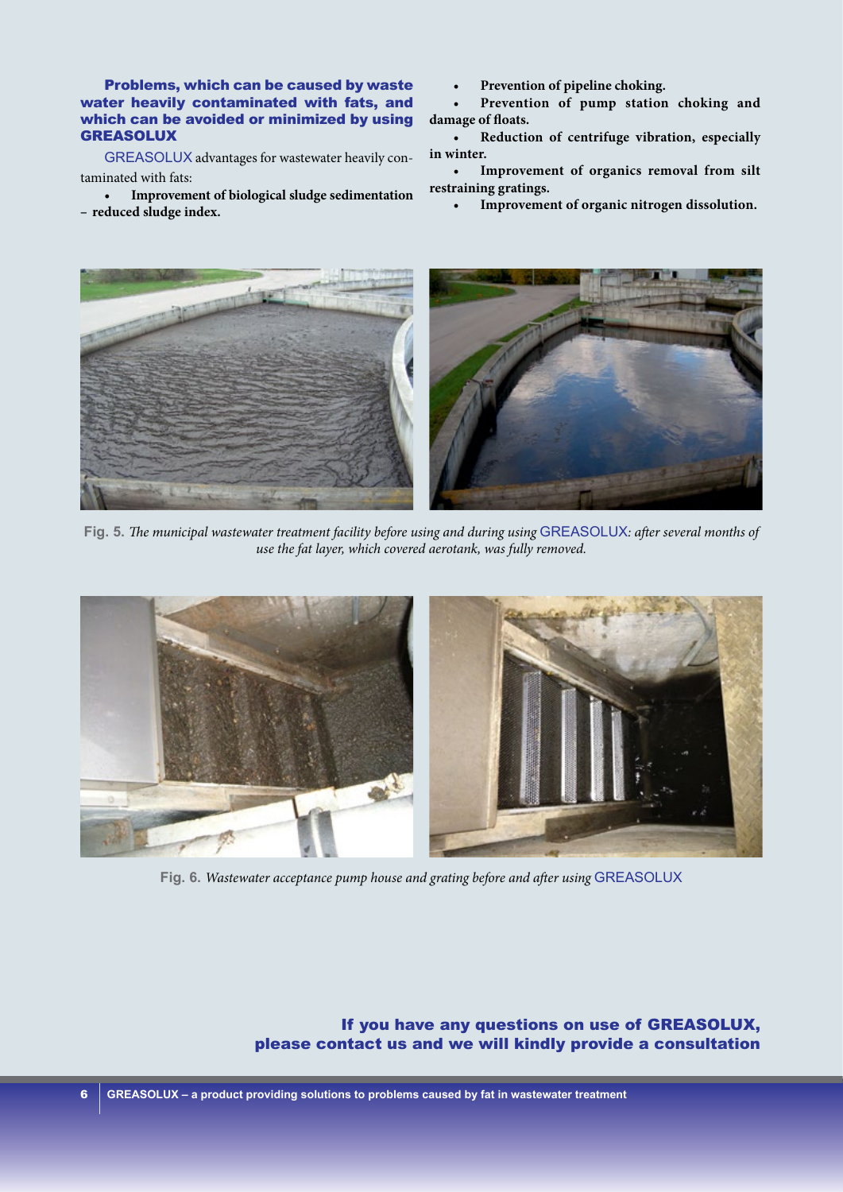### Problems, which can be caused by waste water heavily contaminated with fats, and which can be avoided or minimized by using GREASOLUX

GREASOLUX advantages for wastewater heavily contaminated with fats:

- **Improvement of biological sludge sedimentation – reduced sludge index.**
- **Prevention of pipeline choking.**
- **Prevention of pump station choking and damage of floats.**
- **Reduction of centrifuge vibration, especially in winter.**
- **Improvement of organics removal from silt restraining gratings.**
- **Improvement of organic nitrogen dissolution.**

**Fig. 5.** *The municipal wastewater treatment facility before using and during using* GREASOLUX*: after several months of use the fat layer, which covered aerotank, was fully removed.*

**Fig. 6.** *Wastewater acceptance pump house and grating before and after using* GREASOLUX

**If you have any questions on use of GREASOLUX, please contact us and we will kindly provide a consultation**